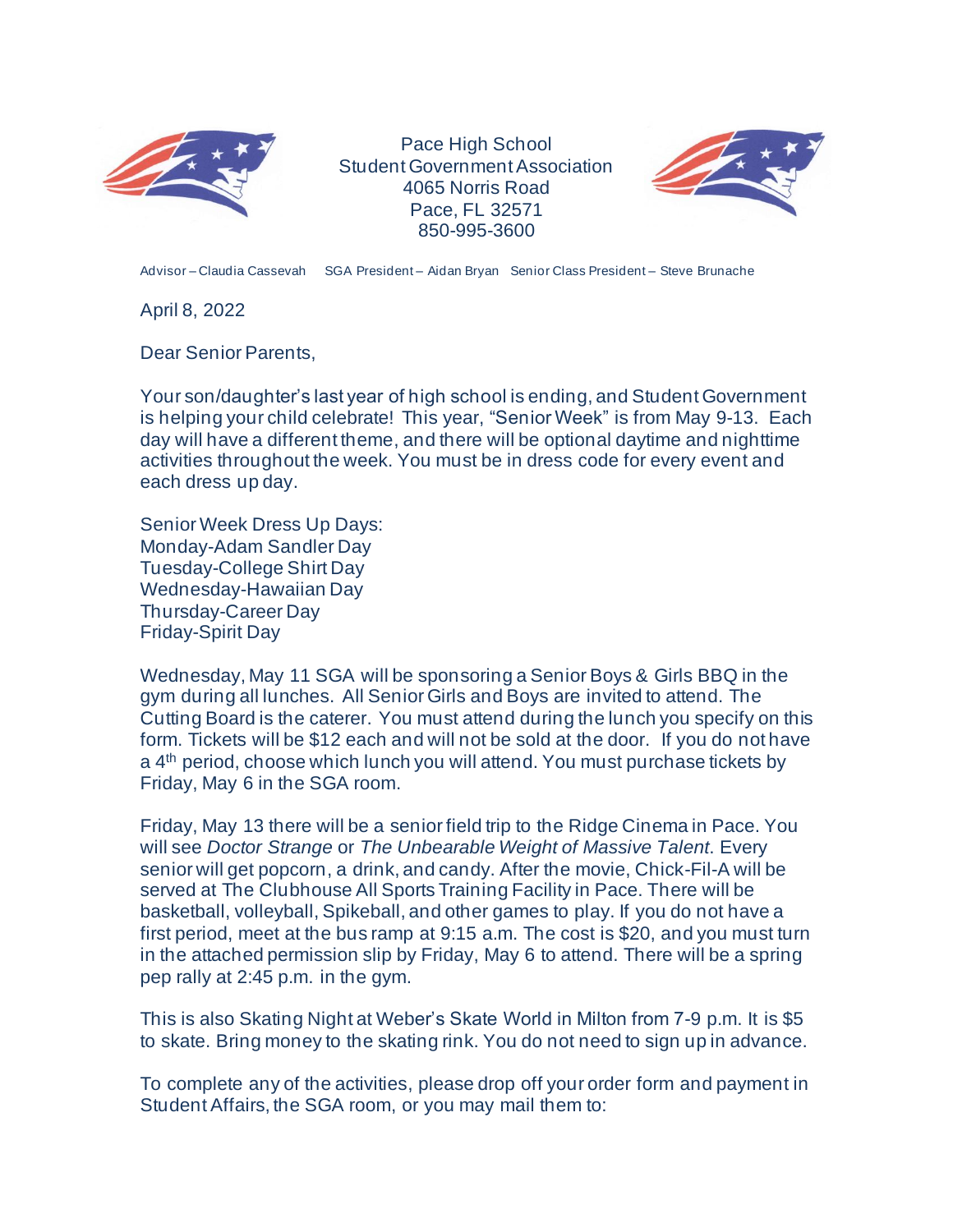Pace High School
Student Government Association
4065 Norris Road
Pace, FL 32571
850-995-3600

Advisor – Claudia Cassevah    SGA President – Aidan Bryan    Senior Class President – Steve Brunache

April 8, 2022

Dear Senior Parents,

Your son/daughter's last year of high school is ending, and Student Government is helping your child celebrate! This year, "Senior Week" is from May 9-13. Each day will have a different theme, and there will be optional daytime and nighttime activities throughout the week. You must be in dress code for every event and each dress up day.

Senior Week Dress Up Days:
Monday-Adam Sandler Day
Tuesday-College Shirt Day
Wednesday-Hawaiian Day
Thursday-Career Day
Friday-Spirit Day

Wednesday, May 11 SGA will be sponsoring a Senior Boys & Girls BBQ in the gym during all lunches. All Senior Girls and Boys are invited to attend. The Cutting Board is the caterer. You must attend during the lunch you specify on this form. Tickets will be $12 each and will not be sold at the door. If you do not have a 4th period, choose which lunch you will attend. You must purchase tickets by Friday, May 6 in the SGA room.

Friday, May 13 there will be a senior field trip to the Ridge Cinema in Pace. You will see *Doctor Strange* or *The Unbearable Weight of Massive Talent*. Every senior will get popcorn, a drink, and candy. After the movie, Chick-Fil-A will be served at The Clubhouse All Sports Training Facility in Pace. There will be basketball, volleyball, Spikeball, and other games to play. If you do not have a first period, meet at the bus ramp at 9:15 a.m. The cost is $20, and you must turn in the attached permission slip by Friday, May 6 to attend. There will be a spring pep rally at 2:45 p.m. in the gym.

This is also Skating Night at Weber's Skate World in Milton from 7-9 p.m. It is $5 to skate. Bring money to the skating rink. You do not need to sign up in advance.

To complete any of the activities, please drop off your order form and payment in Student Affairs, the SGA room, or you may mail them to: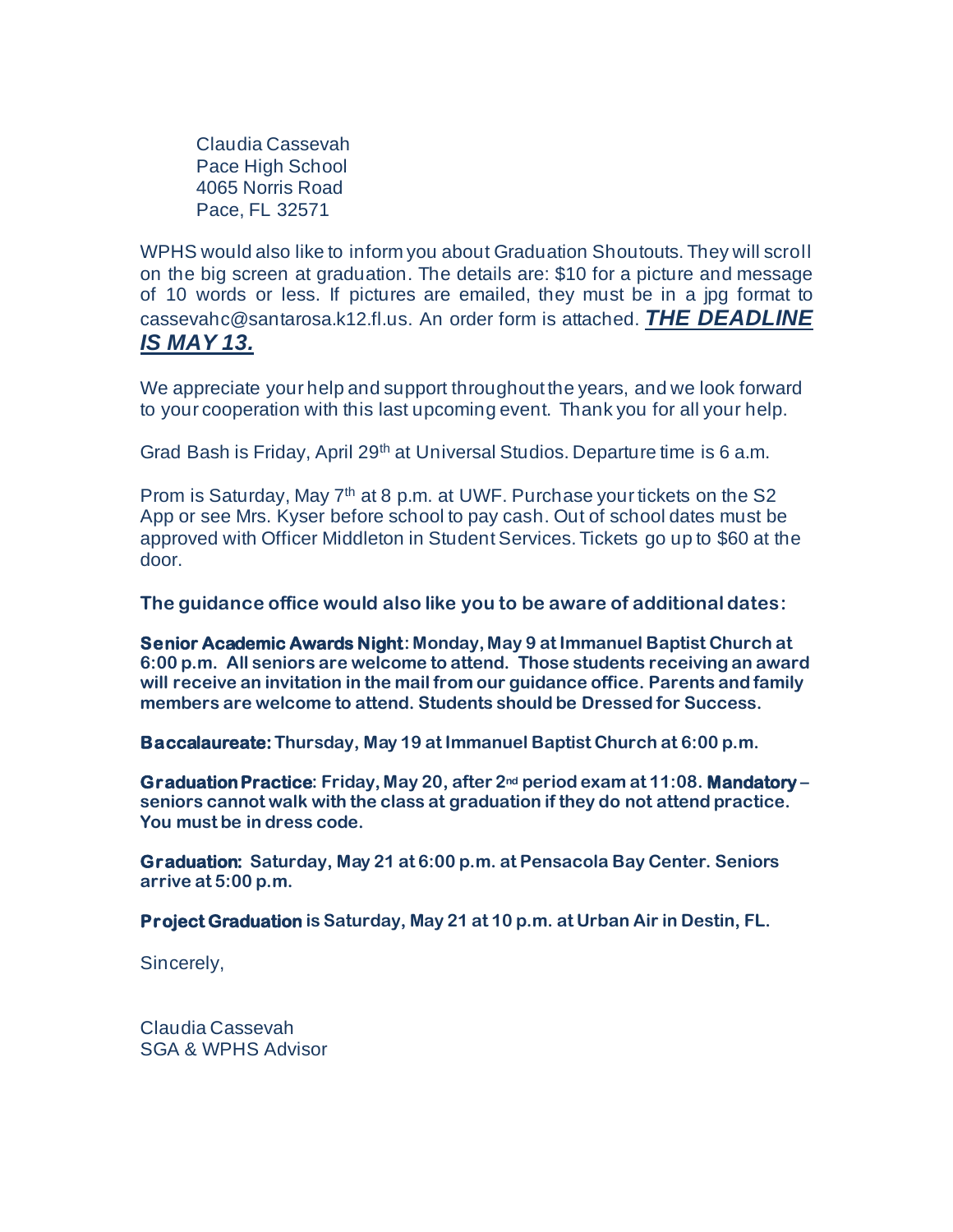Claudia Cassevah
Pace High School
4065 Norris Road
Pace, FL 32571

WPHS would also like to inform you about Graduation Shoutouts. They will scroll on the big screen at graduation. The details are: $10 for a picture and message of 10 words or less. If pictures are emailed, they must be in a jpg format to cassevahc@santarosa.k12.fl.us. An order form is attached. ***THE DEADLINE IS MAY 13.***

We appreciate your help and support throughout the years, and we look forward to your cooperation with this last upcoming event. Thank you for all your help.

Grad Bash is Friday, April 29th at Universal Studios. Departure time is 6 a.m.

Prom is Saturday, May 7th at 8 p.m. at UWF. Purchase your tickets on the S2 App or see Mrs. Kyser before school to pay cash. Out of school dates must be approved with Officer Middleton in Student Services. Tickets go up to $60 at the door.

**The guidance office would also like you to be aware of additional dates:**

**Senior Academic Awards Night: Monday, May 9 at Immanuel Baptist Church at 6:00 p.m. All seniors are welcome to attend. Those students receiving an award will receive an invitation in the mail from our guidance office. Parents and family members are welcome to attend. Students should be Dressed for Success.**

**Baccalaureate: Thursday, May 19 at Immanuel Baptist Church at 6:00 p.m.**

**Graduation Practice: Friday, May 20, after 2nd period exam at 11:08. Mandatory – seniors cannot walk with the class at graduation if they do not attend practice. You must be in dress code.**

**Graduation: Saturday, May 21 at 6:00 p.m. at Pensacola Bay Center. Seniors arrive at 5:00 p.m.**

**Project Graduation is Saturday, May 21 at 10 p.m. at Urban Air in Destin, FL.**

Sincerely,

Claudia Cassevah
SGA & WPHS Advisor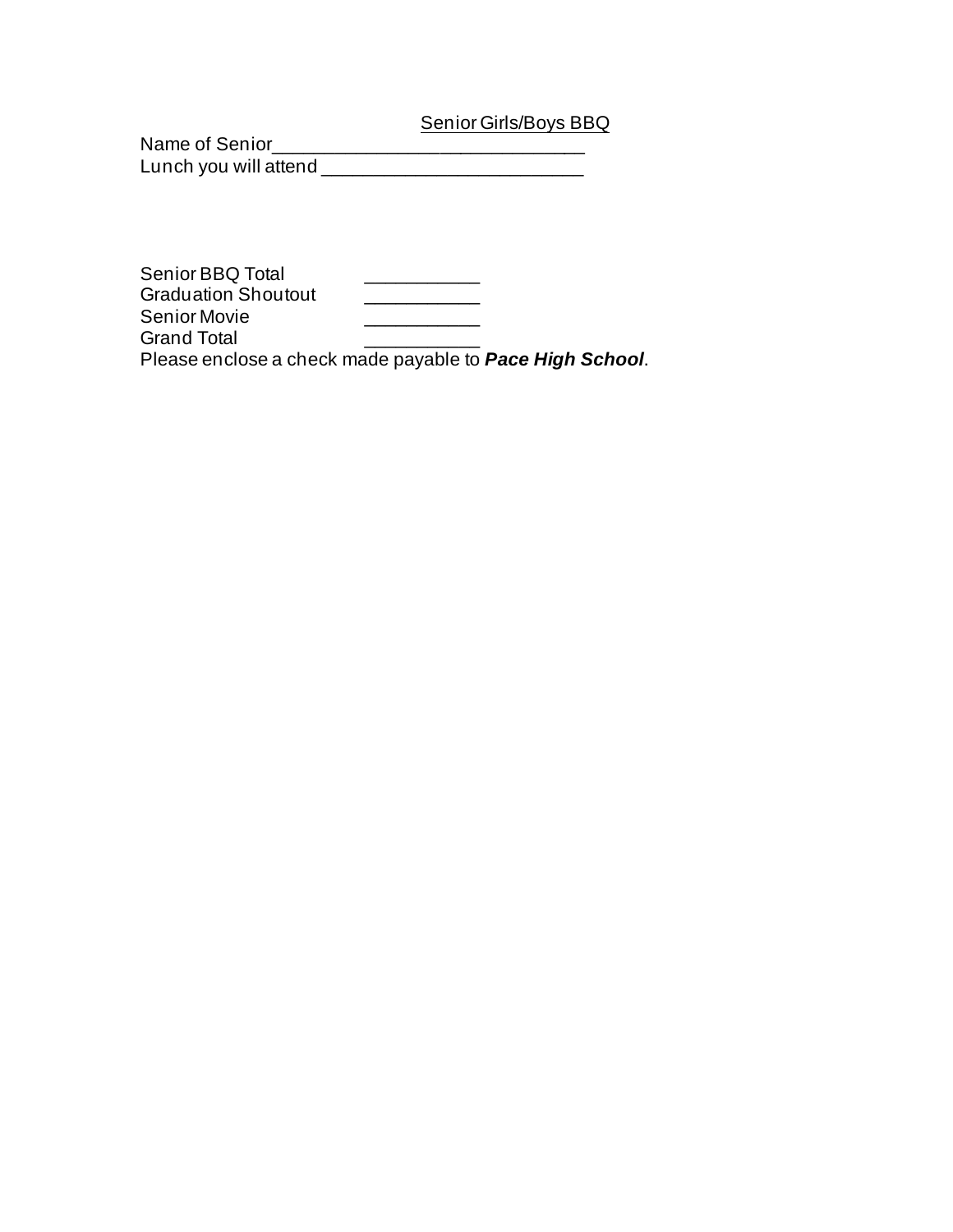<u>Senior Girls/Boys BBQ</u>

Name of Senior_______________________________

Lunch you will attend __________________________

| | |
|---|---|
| Senior BBQ Total | ___________ |
| Graduation Shoutout | ___________ |
| Senior Movie | ___________ |
| Grand Total | ___________ |

Please enclose a check made payable to ***Pace High School***.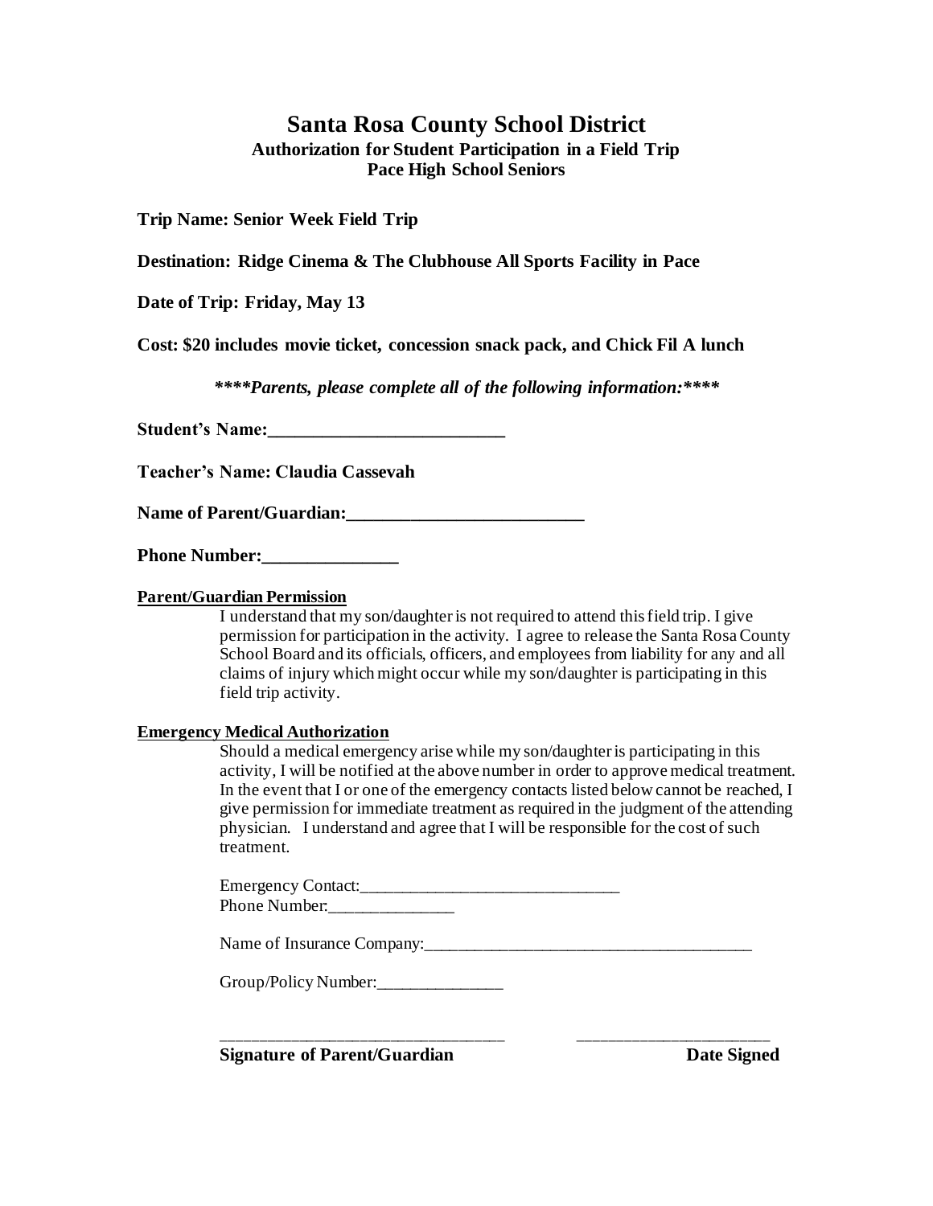# Santa Rosa County School District

### Authorization for Student Participation in a Field Trip
### Pace High School Seniors

**Trip Name: Senior Week Field Trip**

**Destination: Ridge Cinema & The Clubhouse All Sports Facility in Pace**

**Date of Trip: Friday, May 13**

**Cost: $20 includes movie ticket, concession snack pack, and Chick Fil A lunch**

***\*\*\*\*Parents, please complete all of the following information:\*\*\*\****

**Student's Name:__________________________**

**Teacher's Name: Claudia Cassevah**

**Name of Parent/Guardian:__________________________**

**Phone Number:_______________**

**<u>Parent/Guardian Permission</u>**

I understand that my son/daughter is not required to attend this field trip. I give permission for participation in the activity. I agree to release the Santa Rosa County School Board and its officials, officers, and employees from liability for any and all claims of injury which might occur while my son/daughter is participating in this field trip activity.

**<u>Emergency Medical Authorization</u>**

Should a medical emergency arise while my son/daughter is participating in this activity, I will be notified at the above number in order to approve medical treatment. In the event that I or one of the emergency contacts listed below cannot be reached, I give permission for immediate treatment as required in the judgment of the attending physician. I understand and agree that I will be responsible for the cost of such treatment.

Emergency Contact:_______________________________

Phone Number:_______________

Name of Insurance Company:_______________________________________

Group/Policy Number:_______________

_________________________________ ______________________

**Signature of Parent/Guardian** **Date Signed**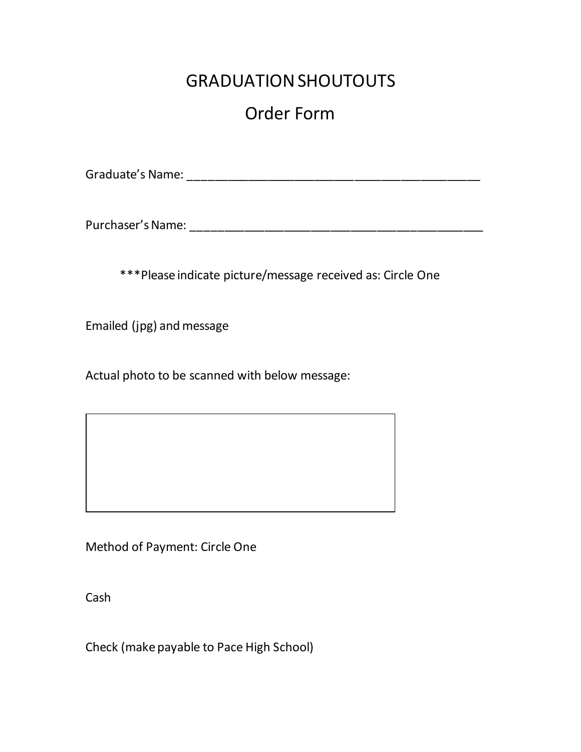# GRADUATION SHOUTOUTS

## Order Form

Graduate's Name: ____________________________________________

Purchaser's Name: ____________________________________________

***Please indicate picture/message received as: Circle One

Emailed (jpg) and message

Actual photo to be scanned with below message:

| |
|---|
| |

Method of Payment: Circle One

Cash

Check (make payable to Pace High School)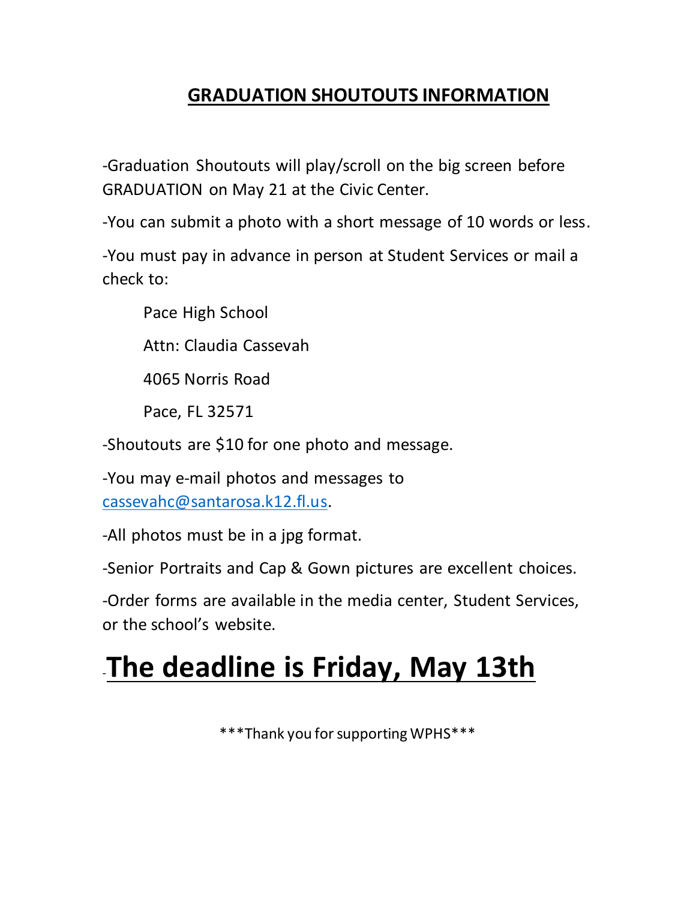## GRADUATION SHOUTOUTS INFORMATION

-Graduation Shoutouts will play/scroll on the big screen before GRADUATION on May 21 at the Civic Center.

-You can submit a photo with a short message of 10 words or less.

-You must pay in advance in person at Student Services or mail a check to:

Pace High School

Attn: Claudia Cassevah

4065 Norris Road

Pace, FL 32571

-Shoutouts are $10 for one photo and message.

-You may e-mail photos and messages to cassevahc@santarosa.k12.fl.us.

-All photos must be in a jpg format.

-Senior Portraits and Cap & Gown pictures are excellent choices.

-Order forms are available in the media center, Student Services, or the school's website.

# -The deadline is Friday, May 13th

***Thank you for supporting WPHS***